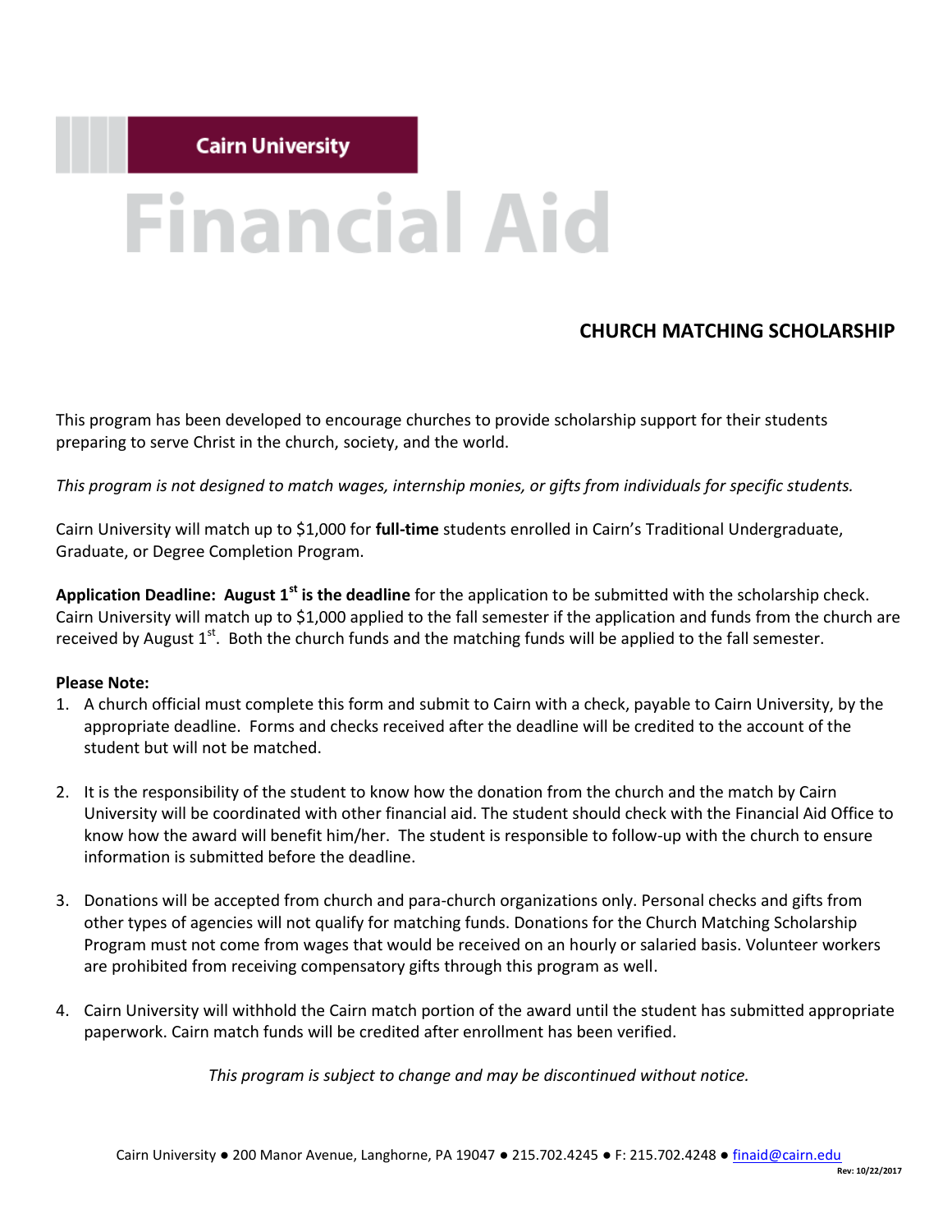Cairn University

# Financial Aid

## CHURCH MATCHING SCHOLARSHIP

This program has been developed to encourage churches to provide scholarship support for their students preparing to serve Christ in the church, society, and the world.

*This program is not designed to match wages, internship monies, or gifts from individuals for specific students.*

Cairn University will match up to $1,000 for **full-time** students enrolled in Cairn's Traditional Undergraduate, Graduate, or Degree Completion Program.

**Application Deadline: August 1st is the deadline** for the application to be submitted with the scholarship check. Cairn University will match up to $1,000 applied to the fall semester if the application and funds from the church are received by August 1st. Both the church funds and the matching funds will be applied to the fall semester.

**Please Note:**

1. A church official must complete this form and submit to Cairn with a check, payable to Cairn University, by the appropriate deadline. Forms and checks received after the deadline will be credited to the account of the student but will not be matched.

2. It is the responsibility of the student to know how the donation from the church and the match by Cairn University will be coordinated with other financial aid. The student should check with the Financial Aid Office to know how the award will benefit him/her. The student is responsible to follow-up with the church to ensure information is submitted before the deadline.

3. Donations will be accepted from church and para-church organizations only. Personal checks and gifts from other types of agencies will not qualify for matching funds. Donations for the Church Matching Scholarship Program must not come from wages that would be received on an hourly or salaried basis. Volunteer workers are prohibited from receiving compensatory gifts through this program as well.

4. Cairn University will withhold the Cairn match portion of the award until the student has submitted appropriate paperwork. Cairn match funds will be credited after enrollment has been verified.

*This program is subject to change and may be discontinued without notice.*

Cairn University ● 200 Manor Avenue, Langhorne, PA 19047 ● 215.702.4245 ● F: 215.702.4248 ● finaid@cairn.edu

Rev: 10/22/2017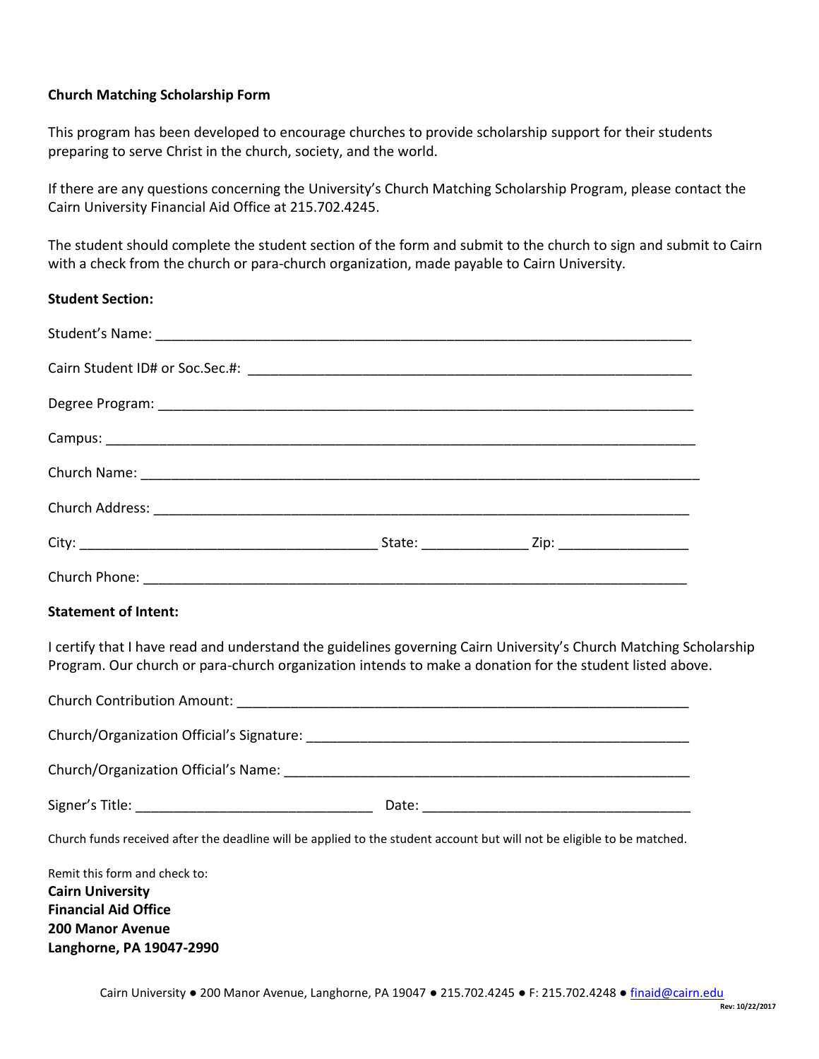**Church Matching Scholarship Form**

This program has been developed to encourage churches to provide scholarship support for their students preparing to serve Christ in the church, society, and the world.

If there are any questions concerning the University's Church Matching Scholarship Program, please contact the Cairn University Financial Aid Office at 215.702.4245.

The student should complete the student section of the form and submit to the church to sign and submit to Cairn with a check from the church or para-church organization, made payable to Cairn University.

**Student Section:**

Student's Name: ___________________________________________________________________________

Cairn Student ID# or Soc.Sec.#: _______________________________________________________________

Degree Program: ___________________________________________________________________________

Campus: _________________________________________________________________________________

Church Name: _____________________________________________________________________________

Church Address: ___________________________________________________________________________

City: _______________________________________ State: _____________ Zip: ________________

Church Phone: _____________________________________________________________________________

**Statement of Intent:**

I certify that I have read and understand the guidelines governing Cairn University's Church Matching Scholarship Program. Our church or para-church organization intends to make a donation for the student listed above.

Church Contribution Amount: _______________________________________________________________

Church/Organization Official's Signature: _______________________________________________________

Church/Organization Official's Name: __________________________________________________________

Signer's Title: ______________________________ Date: __________________________________

Church funds received after the deadline will be applied to the student account but will not be eligible to be matched.

Remit this form and check to:
**Cairn University**
**Financial Aid Office**
**200 Manor Avenue**
**Langhorne, PA 19047-2990**

Cairn University ● 200 Manor Avenue, Langhorne, PA 19047 ● 215.702.4245 ● F: 215.702.4248 ● finaid@cairn.edu

Rev: 10/22/2017